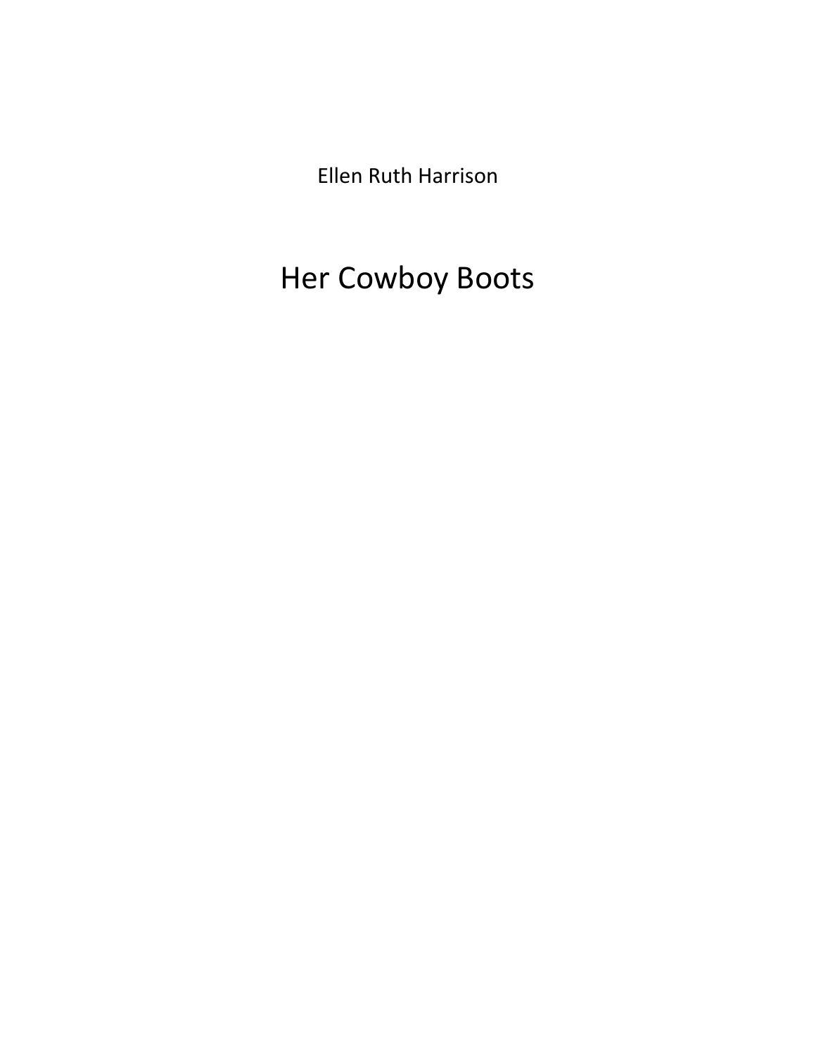Ellen Ruth Harrison

# Her Cowboy Boots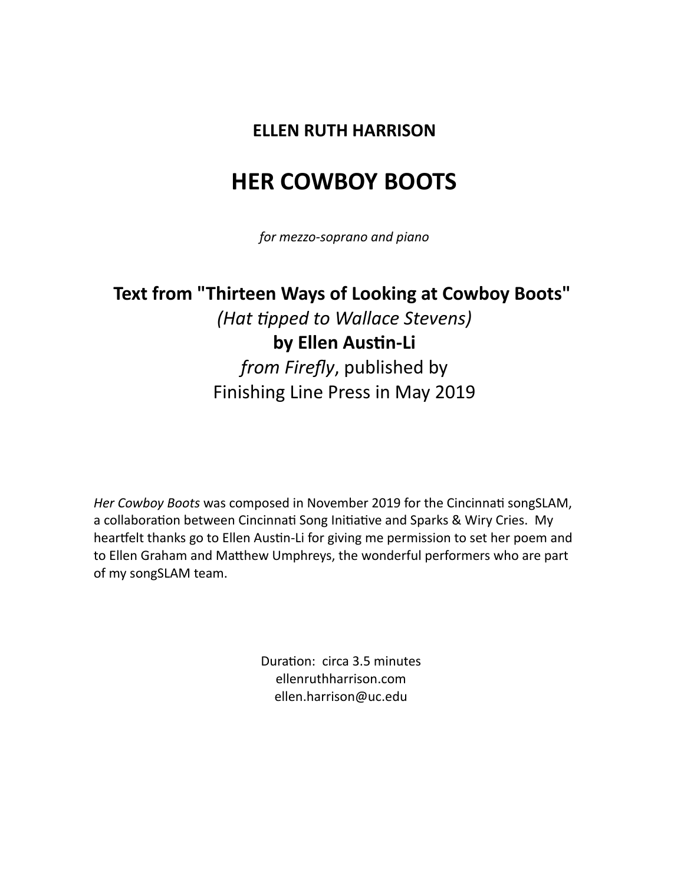**ELLEN RUTH HARRISON**

# HER COWBOY BOOTS

*for mezzo-soprano and piano*

**Text from "Thirteen Ways of Looking at Cowboy Boots"**
*(Hat tipped to Wallace Stevens)*
**by Ellen Austin-Li**
*from Firefly*, published by
Finishing Line Press in May 2019

*Her Cowboy Boots* was composed in November 2019 for the Cincinnati songSLAM, a collaboration between Cincinnati Song Initiative and Sparks & Wiry Cries. My heartfelt thanks go to Ellen Austin-Li for giving me permission to set her poem and to Ellen Graham and Matthew Umphreys, the wonderful performers who are part of my songSLAM team.

Duration: circa 3.5 minutes
ellenruthharrison.com
ellen.harrison@uc.edu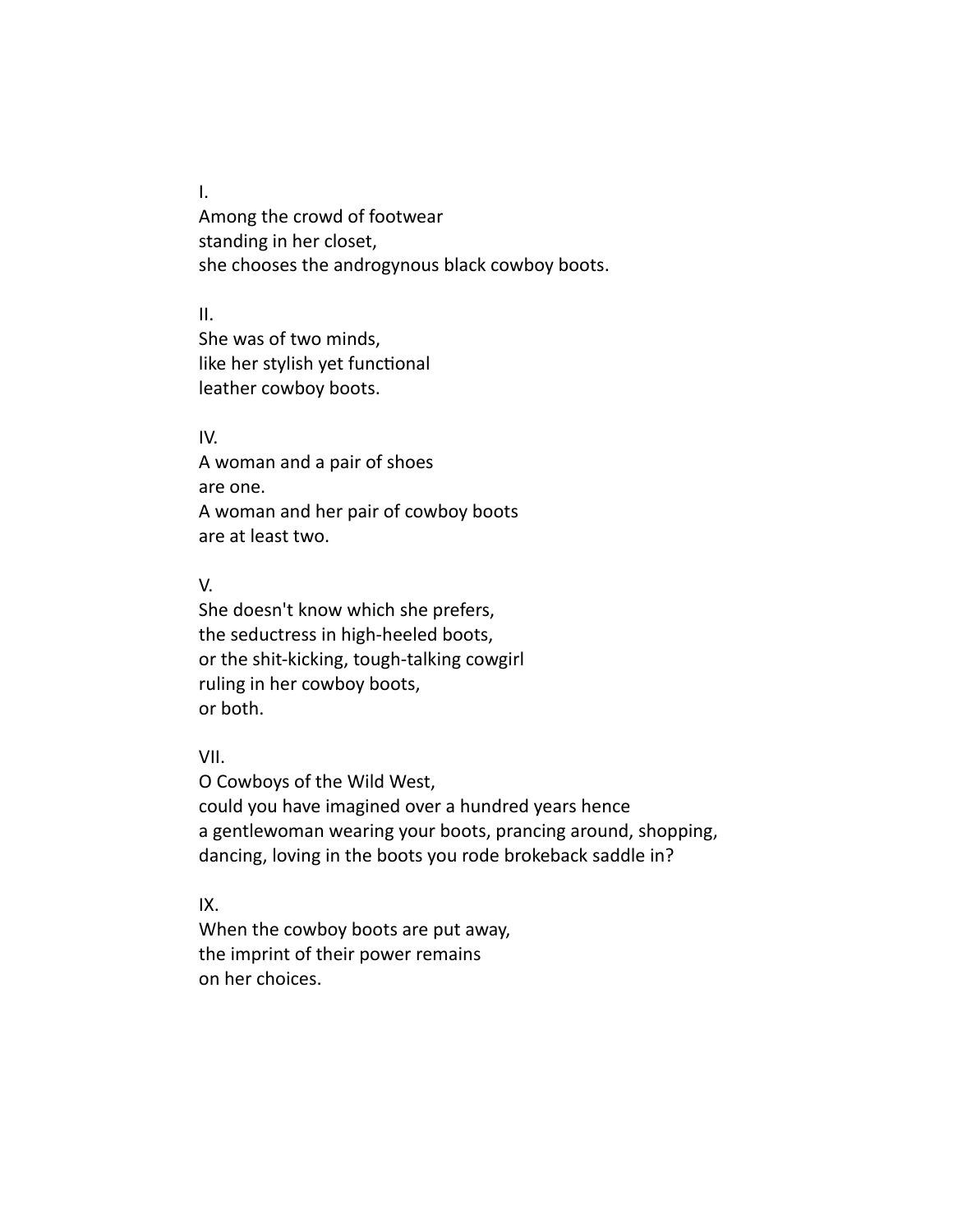I.

Among the crowd of footwear
standing in her closet,
she chooses the androgynous black cowboy boots.

II.

She was of two minds,
like her stylish yet functional
leather cowboy boots.

IV.

A woman and a pair of shoes
are one.
A woman and her pair of cowboy boots
are at least two.

V.

She doesn't know which she prefers,
the seductress in high-heeled boots,
or the shit-kicking, tough-talking cowgirl
ruling in her cowboy boots,
or both.

VII.

O Cowboys of the Wild West,
could you have imagined over a hundred years hence
a gentlewoman wearing your boots, prancing around, shopping,
dancing, loving in the boots you rode brokeback saddle in?

IX.

When the cowboy boots are put away,
the imprint of their power remains
on her choices.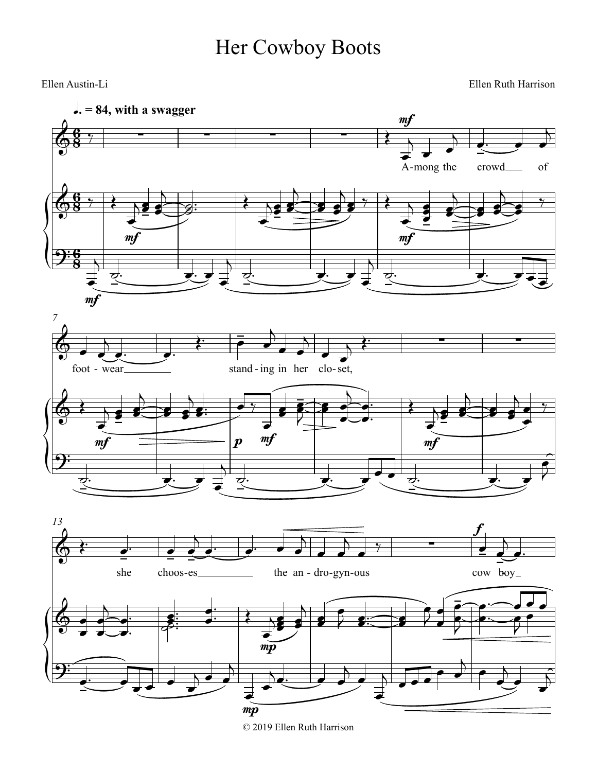# Her Cowboy Boots

Ellen Austin-Li

Ellen Ruth Harrison

♩. = 84, with a swagger

A-mong the crowd of foot-wear stand-ing in her clo-set, she choos-es the an-dro-gyn-ous cow boy

© 2019 Ellen Ruth Harrison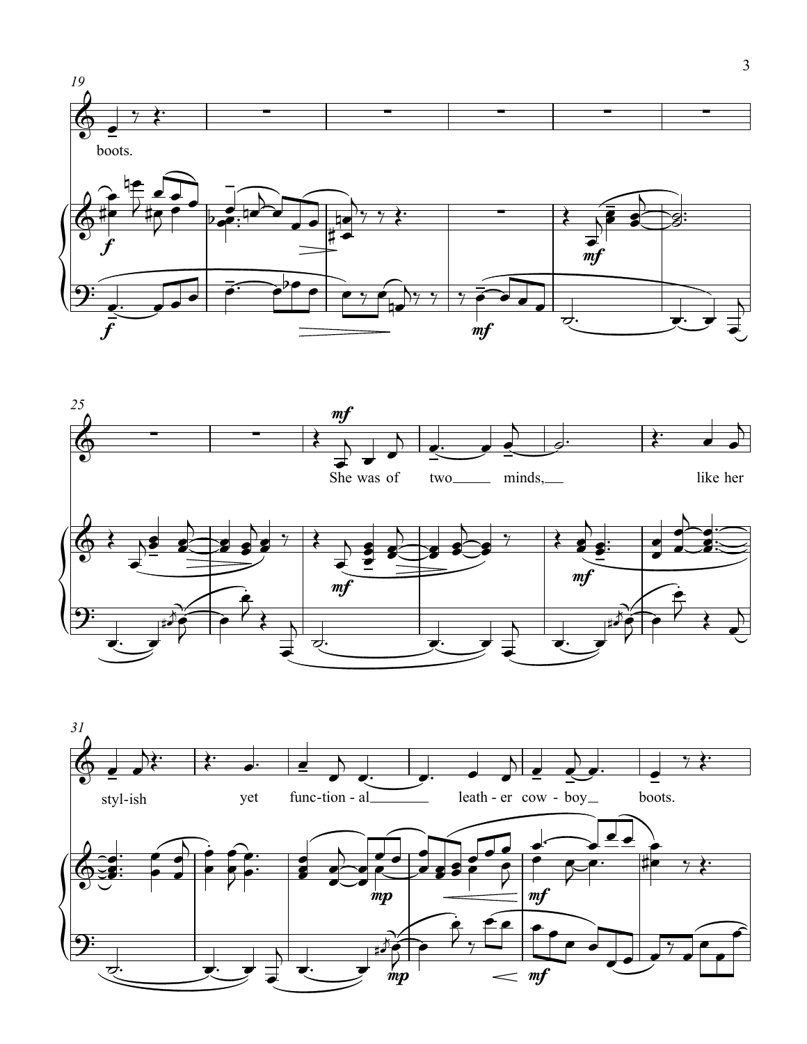boots.

She was of two minds, like her styl-ish yet func-tion-al leath-er cow-boy boots.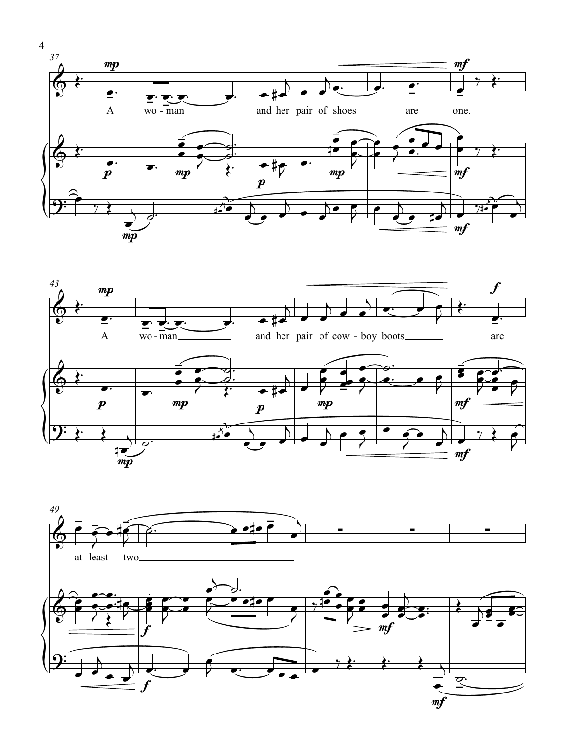A wo - man and her pair of shoes are one.

A wo - man and her pair of cow - boy boots are at least two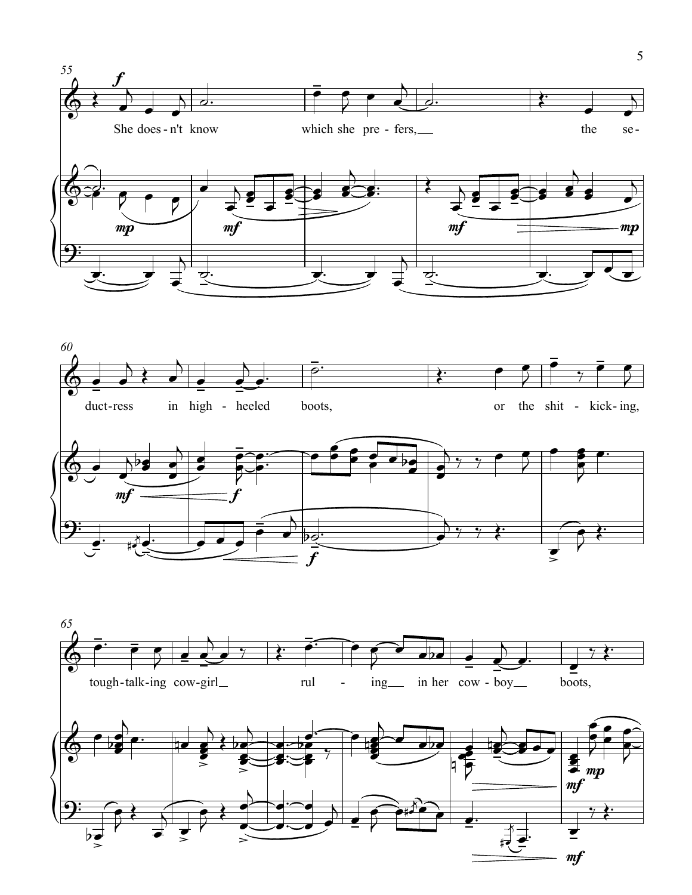She does-n't know which she pre-fers, the se-

duct-ress in high-heeled boots, or the shit-kick-ing,

tough-talk-ing cow-girl rul-ing in her cow-boy boots,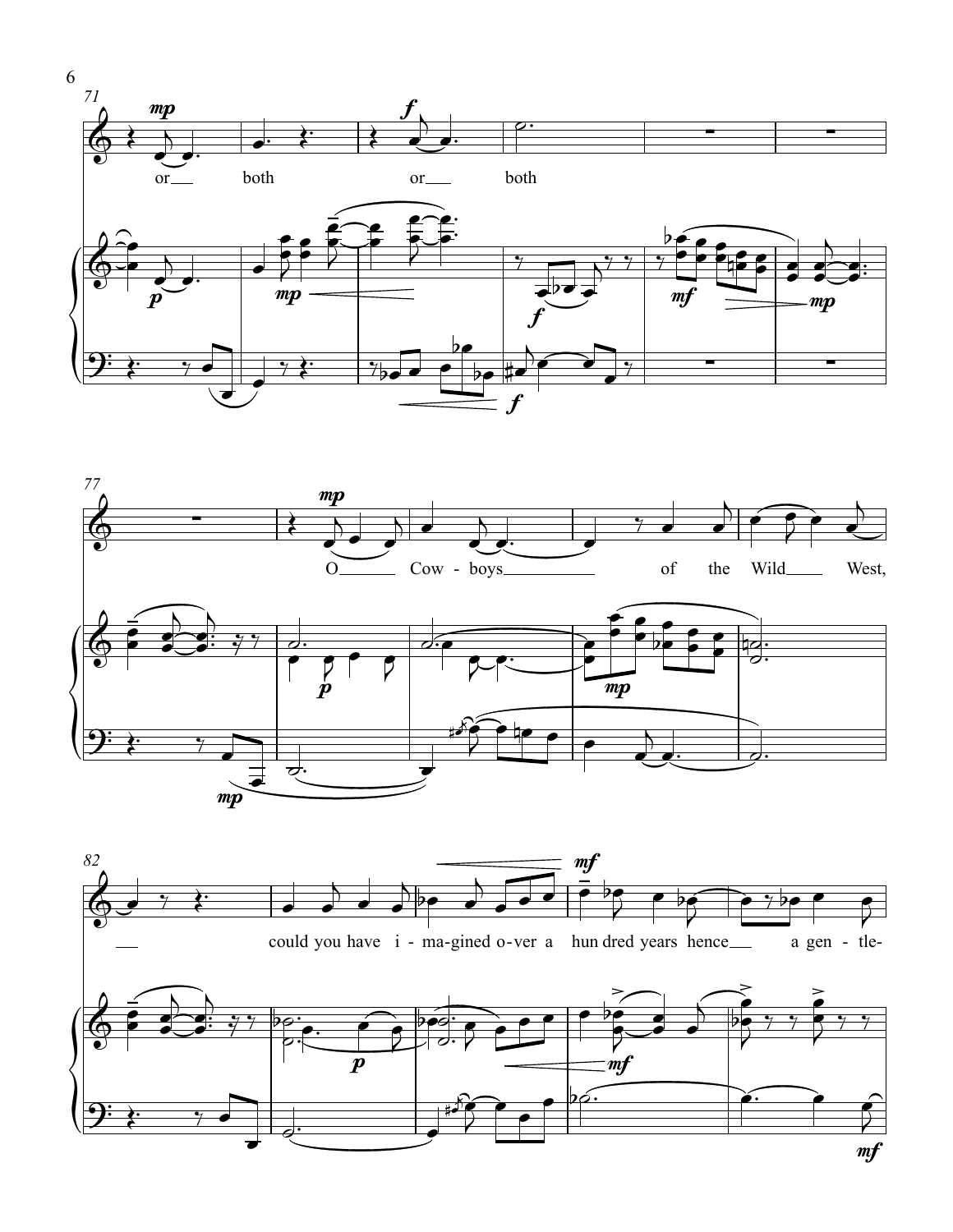or both or both

O Cow - boys of the Wild West,

could you have i - ma-gined o-ver a hun dred years hence a gen - tle-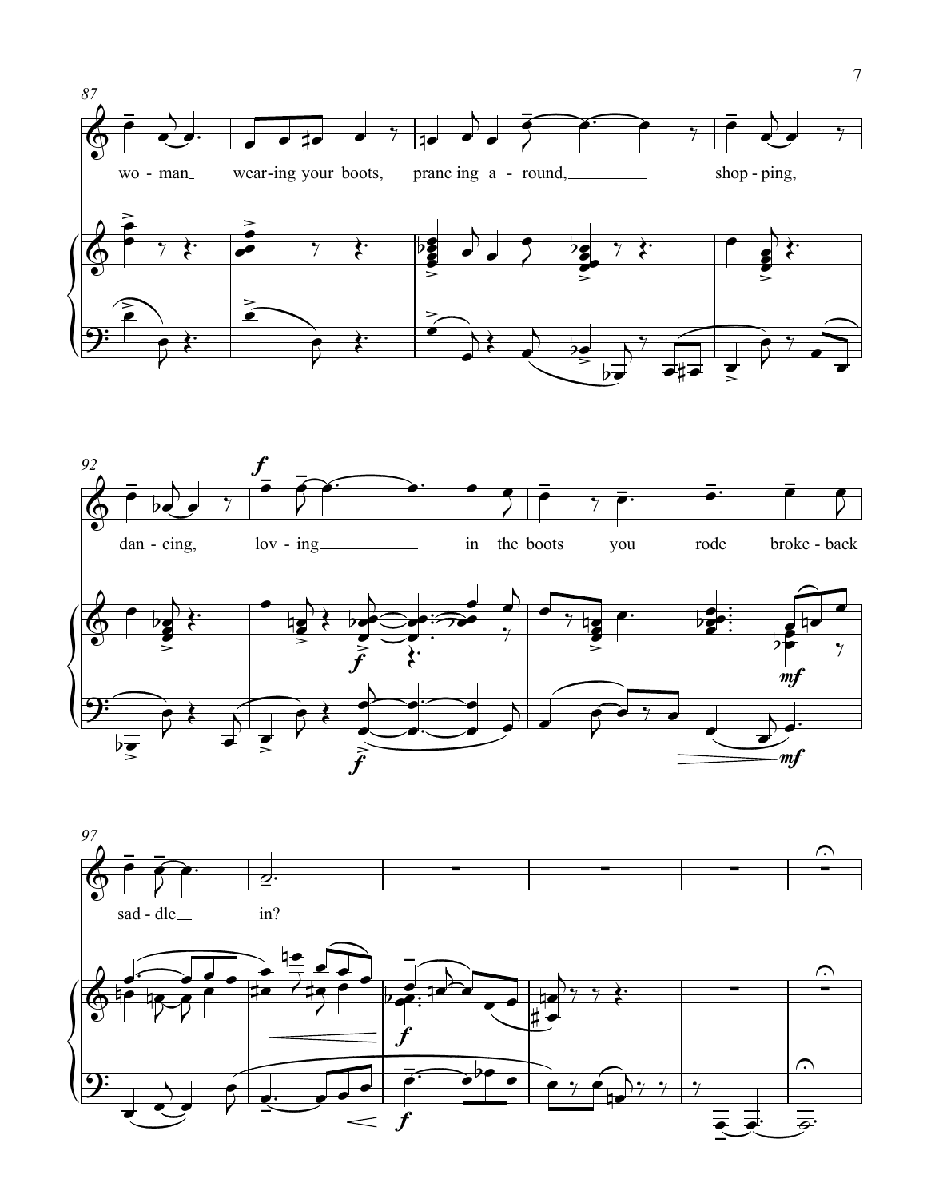wo - man wear-ing your boots, pranc ing a - round, shop - ping,

dan - cing, lov - ing in the boots you rode broke - back

sad - dle in?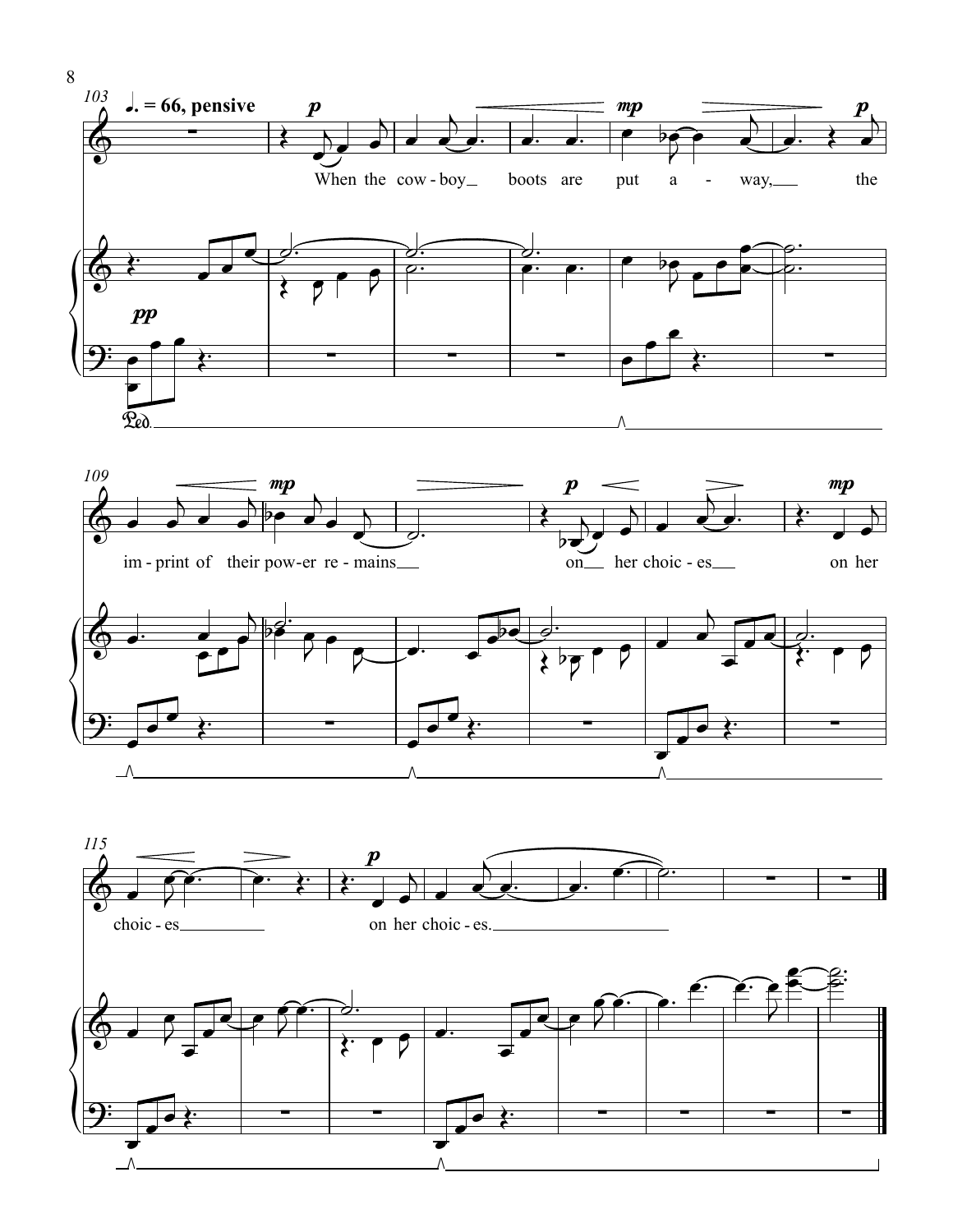♩. = 66, pensive

When the cow-boy boots are put a-way, the im-print of their pow-er re-mains on her choic-es on her choic-es on her choic-es.